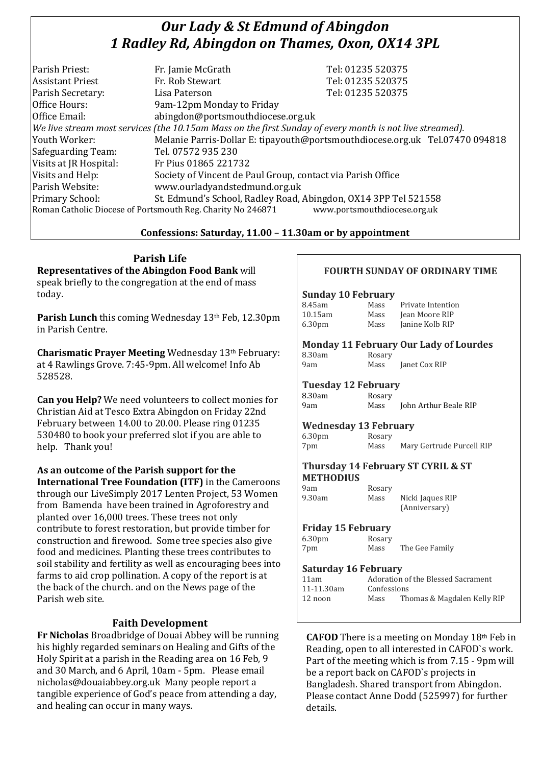# *Our Lady & St Edmund of Abingdon*
# *1 Radley Rd, Abingdon on Thames, Oxon, OX14 3PL*

| | | |
|---|---|---|
| Parish Priest: | Fr. Jamie McGrath | Tel: 01235 520375 |
| Assistant Priest | Fr. Rob Stewart | Tel: 01235 520375 |
| Parish Secretary: | Lisa Paterson | Tel: 01235 520375 |
| Office Hours: | 9am-12pm Monday to Friday | |
| Office Email: | abingdon@portsmouthdiocese.org.uk | |

*We live stream most services (the 10.15am Mass on the first Sunday of every month is not live streamed).*

| | |
|---|---|
| Youth Worker: | Melanie Parris-Dollar E: tipayouth@portsmouthdiocese.org.uk Tel.07470 094818 |
| Safeguarding Team: | Tel. 07572 935 230 |
| Visits at JR Hospital: | Fr Pius 01865 221732 |
| Visits and Help: | Society of Vincent de Paul Group, contact via Parish Office |
| Parish Website: | www.ourladyandstedmund.org.uk |
| Primary School: | St. Edmund's School, Radley Road, Abingdon, OX14 3PP Tel 521558 |

Roman Catholic Diocese of Portsmouth Reg. Charity No 246871 www.portsmouthdiocese.org.uk

**Confessions: Saturday, 11.00 – 11.30am or by appointment**

## Parish Life

**Representatives of the Abingdon Food Bank** will speak briefly to the congregation at the end of mass today.

**Parish Lunch** this coming Wednesday 13th Feb, 12.30pm in Parish Centre.

**Charismatic Prayer Meeting** Wednesday 13th February: at 4 Rawlings Grove. 7:45-9pm. All welcome! Info Ab 528528.

**Can you Help?** We need volunteers to collect monies for Christian Aid at Tesco Extra Abingdon on Friday 22nd February between 14.00 to 20.00. Please ring 01235 530480 to book your preferred slot if you are able to help. Thank you!

**As an outcome of the Parish support for the International Tree Foundation (ITF)** in the Cameroons through our LiveSimply 2017 Lenten Project, 53 Women from Bamenda have been trained in Agroforestry and planted over 16,000 trees. These trees not only contribute to forest restoration, but provide timber for construction and firewood. Some tree species also give food and medicines. Planting these trees contributes to soil stability and fertility as well as encouraging bees into farms to aid crop pollination. A copy of the report is at the back of the church. and on the News page of the Parish web site.

## Faith Development

**Fr Nicholas** Broadbridge of Douai Abbey will be running his highly regarded seminars on Healing and Gifts of the Holy Spirit at a parish in the Reading area on 16 Feb, 9 and 30 March, and 6 April, 10am - 5pm. Please email nicholas@douaiabbey.org.uk Many people report a tangible experience of God's peace from attending a day, and healing can occur in many ways.

## FOURTH SUNDAY OF ORDINARY TIME

**Sunday 10 February**

| | | |
|---|---|---|
| 8.45am | Mass | Private Intention |
| 10.15am | Mass | Jean Moore RIP |
| 6.30pm | Mass | Janine Kolb RIP |

**Monday 11 February Our Lady of Lourdes**

| | | |
|---|---|---|
| 8.30am | Rosary | |
| 9am | Mass | Janet Cox RIP |

**Tuesday 12 February**

| | | |
|---|---|---|
| 8.30am | Rosary | |
| 9am | Mass | John Arthur Beale RIP |

**Wednesday 13 February**

| | | |
|---|---|---|
| 6.30pm | Rosary | |
| 7pm | Mass | Mary Gertrude Purcell RIP |

**Thursday 14 February ST CYRIL & ST METHODIUS**

| | | |
|---|---|---|
| 9am | Rosary | |
| 9.30am | Mass | Nicki Jaques RIP (Anniversary) |

**Friday 15 February**

| | | |
|---|---|---|
| 6.30pm | Rosary | |
| 7pm | Mass | The Gee Family |

**Saturday 16 February**

| | | |
|---|---|---|
| 11am | Adoration of the Blessed Sacrament | |
| 11-11.30am | Confessions | |
| 12 noon | Mass | Thomas & Magdalen Kelly RIP |

**CAFOD** There is a meeting on Monday 18th Feb in Reading, open to all interested in CAFOD`s work. Part of the meeting which is from 7.15 - 9pm will be a report back on CAFOD`s projects in Bangladesh. Shared transport from Abingdon. Please contact Anne Dodd (525997) for further details.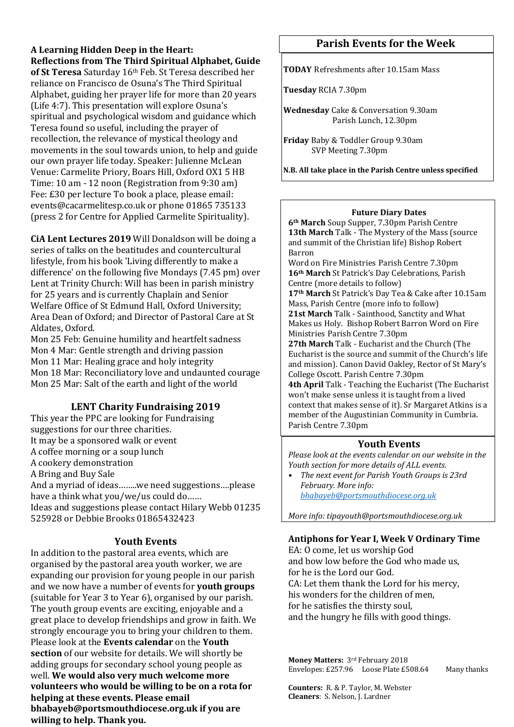**A Learning Hidden Deep in the Heart: Reflections from The Third Spiritual Alphabet, Guide of St Teresa** Saturday 16th Feb. St Teresa described her reliance on Francisco de Osuna's The Third Spiritual Alphabet, guiding her prayer life for more than 20 years (Life 4:7). This presentation will explore Osuna's spiritual and psychological wisdom and guidance which Teresa found so useful, including the prayer of recollection, the relevance of mystical theology and movements in the soul towards union, to help and guide our own prayer life today. Speaker: Julienne McLean Venue: Carmelite Priory, Boars Hill, Oxford OX1 5 HB Time: 10 am - 12 noon (Registration from 9:30 am) Fee: £30 per lecture To book a place, please email: events@cacarmelitesp.co.uk or phone 01865 735133 (press 2 for Centre for Applied Carmelite Spirituality).

**CiA Lent Lectures 2019** Will Donaldson will be doing a series of talks on the beatitudes and countercultural lifestyle, from his book 'Living differently to make a difference' on the following five Mondays (7.45 pm) over Lent at Trinity Church: Will has been in parish ministry for 25 years and is currently Chaplain and Senior Welfare Office of St Edmund Hall, Oxford University; Area Dean of Oxford; and Director of Pastoral Care at St Aldates, Oxford.

Mon 25 Feb: Genuine humility and heartfelt sadness
Mon 4 Mar: Gentle strength and driving passion
Mon 11 Mar: Healing grace and holy integrity
Mon 18 Mar: Reconciliatory love and undaunted courage
Mon 25 Mar: Salt of the earth and light of the world

## LENT Charity Fundraising 2019

This year the PPC are looking for Fundraising suggestions for our three charities.
It may be a sponsored walk or event
A coffee morning or a soup lunch
A cookery demonstration
A Bring and Buy Sale
And a myriad of ideas……..we need suggestions….please have a think what you/we/us could do……
Ideas and suggestions please contact Hilary Webb 01235 525928 or Debbie Brooks 01865432423

## Youth Events

In addition to the pastoral area events, which are organised by the pastoral area youth worker, we are expanding our provision for young people in our parish and we now have a number of events for **youth groups** (suitable for Year 3 to Year 6), organised by our parish. The youth group events are exciting, enjoyable and a great place to develop friendships and grow in faith. We strongly encourage you to bring your children to them. Please look at the **Events calendar** on the **Youth section** of our website for details. We will shortly be adding groups for secondary school young people as well. **We would also very much welcome more volunteers who would be willing to be on a rota for helping at these events. Please email bhabayeb@portsmouthdiocese.org.uk if you are willing to help. Thank you.**

## Parish Events for the Week

**TODAY** Refreshments after 10.15am Mass

**Tuesday** RCIA 7.30pm

**Wednesday** Cake & Conversation 9.30am
Parish Lunch, 12.30pm

**Friday** Baby & Toddler Group 9.30am
SVP Meeting 7.30pm

**N.B. All take place in the Parish Centre unless specified**

### Future Diary Dates

**6th March** Soup Supper, 7.30pm Parish Centre
**13th March** Talk - The Mystery of the Mass (source and summit of the Christian life) Bishop Robert Barron
Word on Fire Ministries Parish Centre 7.30pm
**16th March** St Patrick's Day Celebrations, Parish Centre (more details to follow)
**17th March** St Patrick's Day Tea & Cake after 10.15am Mass, Parish Centre (more info to follow)
**21st March** Talk - Sainthood, Sanctity and What Makes us Holy. Bishop Robert Barron Word on Fire Ministries Parish Centre 7.30pm
**27th March** Talk - Eucharist and the Church (The Eucharist is the source and summit of the Church's life and mission). Canon David Oakley, Rector of St Mary's College Oscott. Parish Centre 7.30pm
**4th April** Talk - Teaching the Eucharist (The Eucharist won't make sense unless it is taught from a lived context that makes sense of it). Sr Margaret Atkins is a member of the Augustinian Community in Cumbria. Parish Centre 7.30pm

## Youth Events

*Please look at the events calendar on our website in the Youth section for more details of ALL events.*

- *The next event for Parish Youth Groups is 23rd February. More info: bhabayeb@portsmouthdiocese.org.uk*

*More info: tipayouth@portsmouthdiocese.org.uk*

### Antiphons for Year I, Week V Ordinary Time

EA: O come, let us worship God
and bow low before the God who made us,
for he is the Lord our God.
CA: Let them thank the Lord for his mercy,
his wonders for the children of men,
for he satisfies the thirsty soul,
and the hungry he fills with good things.

**Money Matters:** 3rd February 2018
Envelopes: £257.96 Loose Plate £508.64 Many thanks

**Counters:** R. & P. Taylor, M. Webster
**Cleaners**: S. Nelson, J. Lardner